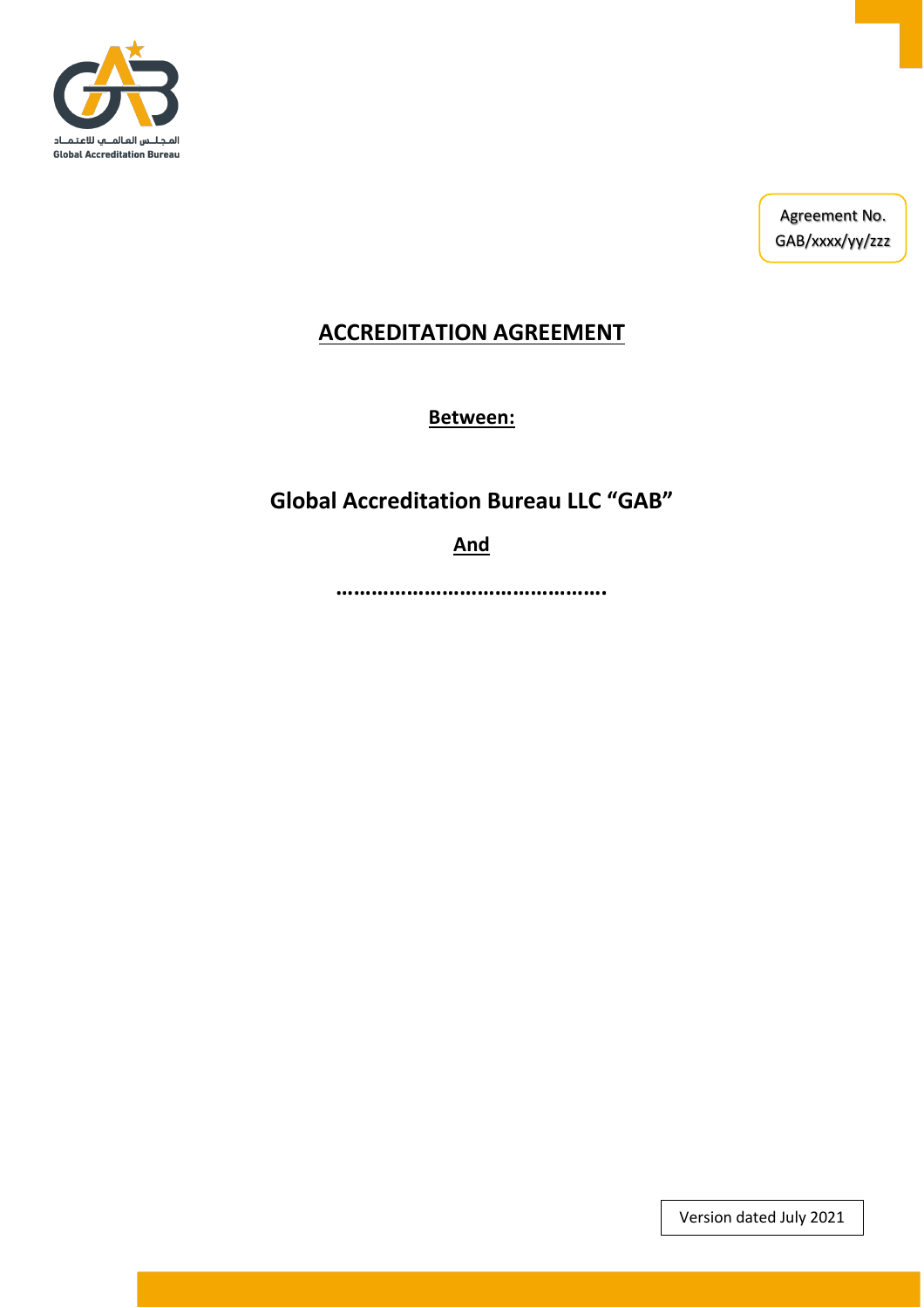المـجـلـس العـالمـي للاعـتـمـاد
Global Accreditation Bureau

Agreement No.
GAB/xxxx/yy/zzz

# ACCREDITATION AGREEMENT

**Between:**

## Global Accreditation Bureau LLC "GAB"

**And**

**…………………………………….**

Version dated July 2021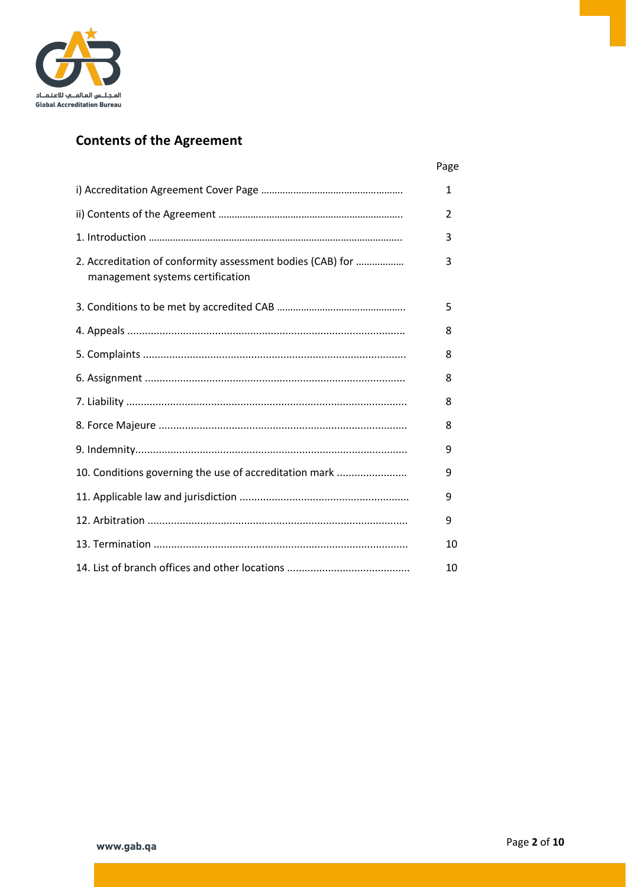## Contents of the Agreement

| | Page |
|---|---|
| i) Accreditation Agreement Cover Page | 1 |
| ii) Contents of the Agreement | 2 |
| 1. Introduction | 3 |
| 2. Accreditation of conformity assessment bodies (CAB) for management systems certification | 3 |
| 3. Conditions to be met by accredited CAB | 5 |
| 4. Appeals | 8 |
| 5. Complaints | 8 |
| 6. Assignment | 8 |
| 7. Liability | 8 |
| 8. Force Majeure | 8 |
| 9. Indemnity | 9 |
| 10. Conditions governing the use of accreditation mark | 9 |
| 11. Applicable law and jurisdiction | 9 |
| 12. Arbitration | 9 |
| 13. Termination | 10 |
| 14. List of branch offices and other locations | 10 |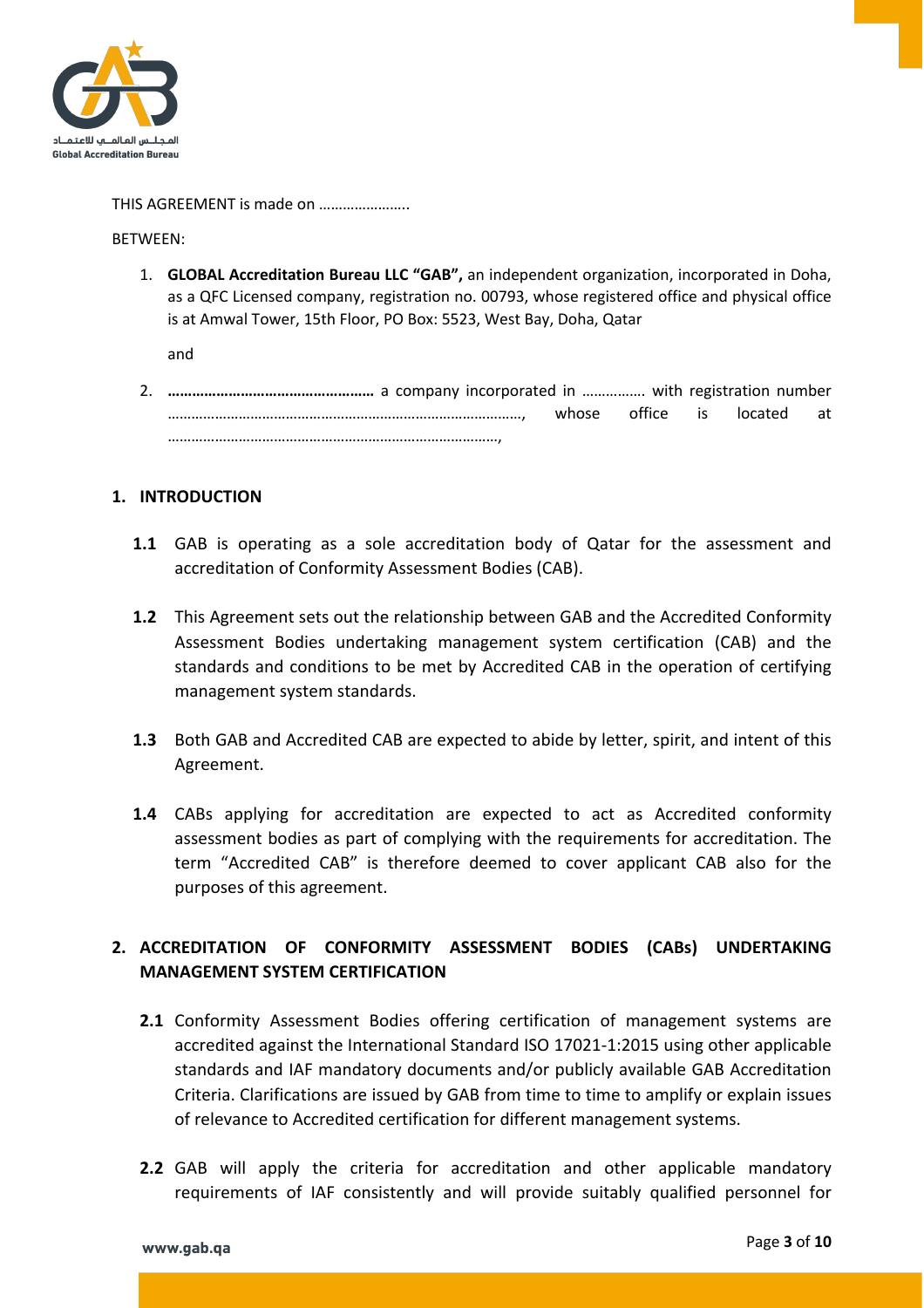THIS AGREEMENT is made on …………………..

BETWEEN:

1. **GLOBAL Accreditation Bureau LLC "GAB",** an independent organization, incorporated in Doha, as a QFC Licensed company, registration no. 00793, whose registered office and physical office is at Amwal Tower, 15th Floor, PO Box: 5523, West Bay, Doha, Qatar

   and

2. **…………………………………………** a company incorporated in ……………. with registration number ……………………………………………………………………………, whose office is located at ……………………………………………………………………….,

## 1. INTRODUCTION

**1.1** GAB is operating as a sole accreditation body of Qatar for the assessment and accreditation of Conformity Assessment Bodies (CAB).

**1.2** This Agreement sets out the relationship between GAB and the Accredited Conformity Assessment Bodies undertaking management system certification (CAB) and the standards and conditions to be met by Accredited CAB in the operation of certifying management system standards.

**1.3** Both GAB and Accredited CAB are expected to abide by letter, spirit, and intent of this Agreement.

**1.4** CABs applying for accreditation are expected to act as Accredited conformity assessment bodies as part of complying with the requirements for accreditation. The term "Accredited CAB" is therefore deemed to cover applicant CAB also for the purposes of this agreement.

## 2. ACCREDITATION OF CONFORMITY ASSESSMENT BODIES (CABs) UNDERTAKING MANAGEMENT SYSTEM CERTIFICATION

**2.1** Conformity Assessment Bodies offering certification of management systems are accredited against the International Standard ISO 17021-1:2015 using other applicable standards and IAF mandatory documents and/or publicly available GAB Accreditation Criteria. Clarifications are issued by GAB from time to time to amplify or explain issues of relevance to Accredited certification for different management systems.

**2.2** GAB will apply the criteria for accreditation and other applicable mandatory requirements of IAF consistently and will provide suitably qualified personnel for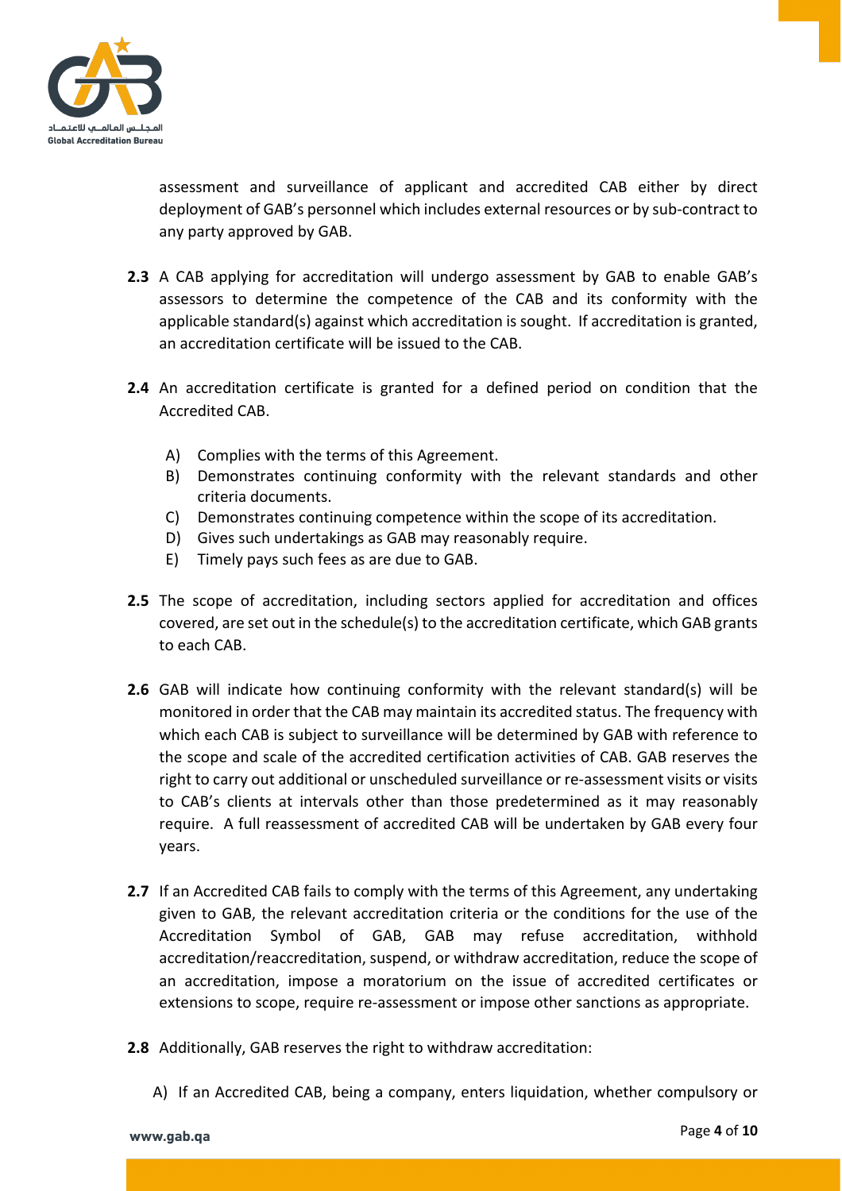assessment and surveillance of applicant and accredited CAB either by direct deployment of GAB's personnel which includes external resources or by sub-contract to any party approved by GAB.

**2.3** A CAB applying for accreditation will undergo assessment by GAB to enable GAB's assessors to determine the competence of the CAB and its conformity with the applicable standard(s) against which accreditation is sought. If accreditation is granted, an accreditation certificate will be issued to the CAB.

**2.4** An accreditation certificate is granted for a defined period on condition that the Accredited CAB.

A) Complies with the terms of this Agreement.
B) Demonstrates continuing conformity with the relevant standards and other criteria documents.
C) Demonstrates continuing competence within the scope of its accreditation.
D) Gives such undertakings as GAB may reasonably require.
E) Timely pays such fees as are due to GAB.

**2.5** The scope of accreditation, including sectors applied for accreditation and offices covered, are set out in the schedule(s) to the accreditation certificate, which GAB grants to each CAB.

**2.6** GAB will indicate how continuing conformity with the relevant standard(s) will be monitored in order that the CAB may maintain its accredited status. The frequency with which each CAB is subject to surveillance will be determined by GAB with reference to the scope and scale of the accredited certification activities of CAB. GAB reserves the right to carry out additional or unscheduled surveillance or re-assessment visits or visits to CAB's clients at intervals other than those predetermined as it may reasonably require. A full reassessment of accredited CAB will be undertaken by GAB every four years.

**2.7** If an Accredited CAB fails to comply with the terms of this Agreement, any undertaking given to GAB, the relevant accreditation criteria or the conditions for the use of the Accreditation Symbol of GAB, GAB may refuse accreditation, withhold accreditation/reaccreditation, suspend, or withdraw accreditation, reduce the scope of an accreditation, impose a moratorium on the issue of accredited certificates or extensions to scope, require re-assessment or impose other sanctions as appropriate.

**2.8** Additionally, GAB reserves the right to withdraw accreditation:

A) If an Accredited CAB, being a company, enters liquidation, whether compulsory or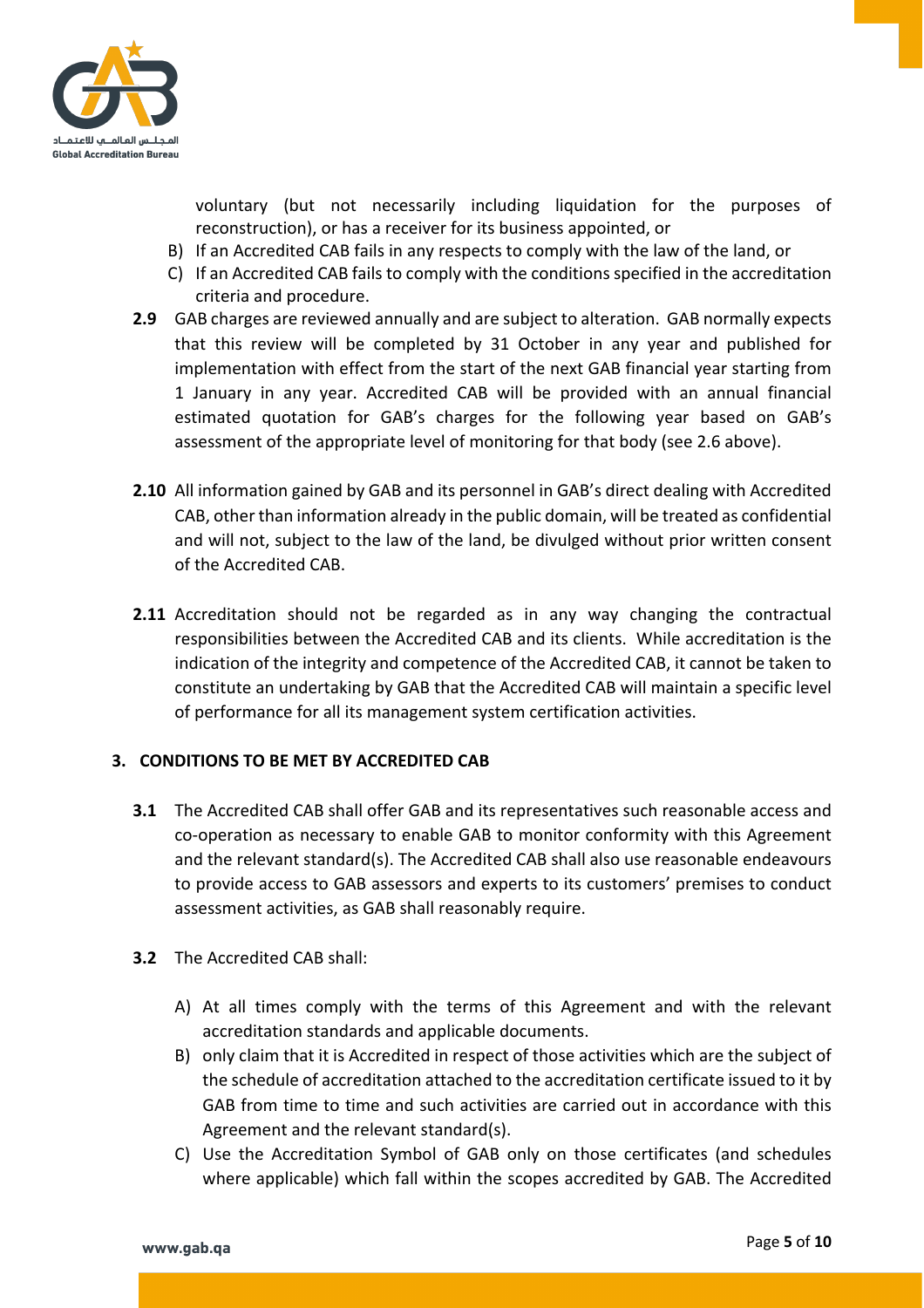voluntary (but not necessarily including liquidation for the purposes of reconstruction), or has a receiver for its business appointed, or

B) If an Accredited CAB fails in any respects to comply with the law of the land, or

C) If an Accredited CAB fails to comply with the conditions specified in the accreditation criteria and procedure.

**2.9** GAB charges are reviewed annually and are subject to alteration. GAB normally expects that this review will be completed by 31 October in any year and published for implementation with effect from the start of the next GAB financial year starting from 1 January in any year. Accredited CAB will be provided with an annual financial estimated quotation for GAB's charges for the following year based on GAB's assessment of the appropriate level of monitoring for that body (see 2.6 above).

**2.10** All information gained by GAB and its personnel in GAB's direct dealing with Accredited CAB, other than information already in the public domain, will be treated as confidential and will not, subject to the law of the land, be divulged without prior written consent of the Accredited CAB.

**2.11** Accreditation should not be regarded as in any way changing the contractual responsibilities between the Accredited CAB and its clients. While accreditation is the indication of the integrity and competence of the Accredited CAB, it cannot be taken to constitute an undertaking by GAB that the Accredited CAB will maintain a specific level of performance for all its management system certification activities.

## 3. CONDITIONS TO BE MET BY ACCREDITED CAB

**3.1** The Accredited CAB shall offer GAB and its representatives such reasonable access and co-operation as necessary to enable GAB to monitor conformity with this Agreement and the relevant standard(s). The Accredited CAB shall also use reasonable endeavours to provide access to GAB assessors and experts to its customers' premises to conduct assessment activities, as GAB shall reasonably require.

**3.2** The Accredited CAB shall:

A) At all times comply with the terms of this Agreement and with the relevant accreditation standards and applicable documents.

B) only claim that it is Accredited in respect of those activities which are the subject of the schedule of accreditation attached to the accreditation certificate issued to it by GAB from time to time and such activities are carried out in accordance with this Agreement and the relevant standard(s).

C) Use the Accreditation Symbol of GAB only on those certificates (and schedules where applicable) which fall within the scopes accredited by GAB. The Accredited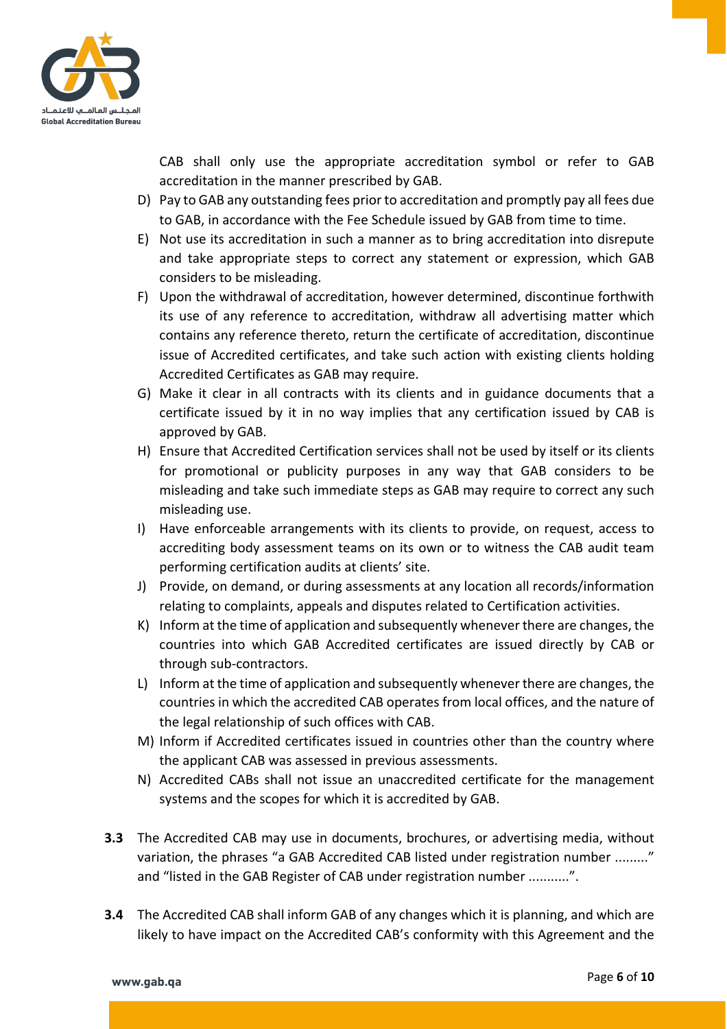CAB shall only use the appropriate accreditation symbol or refer to GAB accreditation in the manner prescribed by GAB.

D) Pay to GAB any outstanding fees prior to accreditation and promptly pay all fees due to GAB, in accordance with the Fee Schedule issued by GAB from time to time.

E) Not use its accreditation in such a manner as to bring accreditation into disrepute and take appropriate steps to correct any statement or expression, which GAB considers to be misleading.

F) Upon the withdrawal of accreditation, however determined, discontinue forthwith its use of any reference to accreditation, withdraw all advertising matter which contains any reference thereto, return the certificate of accreditation, discontinue issue of Accredited certificates, and take such action with existing clients holding Accredited Certificates as GAB may require.

G) Make it clear in all contracts with its clients and in guidance documents that a certificate issued by it in no way implies that any certification issued by CAB is approved by GAB.

H) Ensure that Accredited Certification services shall not be used by itself or its clients for promotional or publicity purposes in any way that GAB considers to be misleading and take such immediate steps as GAB may require to correct any such misleading use.

I) Have enforceable arrangements with its clients to provide, on request, access to accrediting body assessment teams on its own or to witness the CAB audit team performing certification audits at clients' site.

J) Provide, on demand, or during assessments at any location all records/information relating to complaints, appeals and disputes related to Certification activities.

K) Inform at the time of application and subsequently whenever there are changes, the countries into which GAB Accredited certificates are issued directly by CAB or through sub-contractors.

L) Inform at the time of application and subsequently whenever there are changes, the countries in which the accredited CAB operates from local offices, and the nature of the legal relationship of such offices with CAB.

M) Inform if Accredited certificates issued in countries other than the country where the applicant CAB was assessed in previous assessments.

N) Accredited CABs shall not issue an unaccredited certificate for the management systems and the scopes for which it is accredited by GAB.

**3.3** The Accredited CAB may use in documents, brochures, or advertising media, without variation, the phrases "a GAB Accredited CAB listed under registration number ........." and "listed in the GAB Register of CAB under registration number ...........".

**3.4** The Accredited CAB shall inform GAB of any changes which it is planning, and which are likely to have impact on the Accredited CAB's conformity with this Agreement and the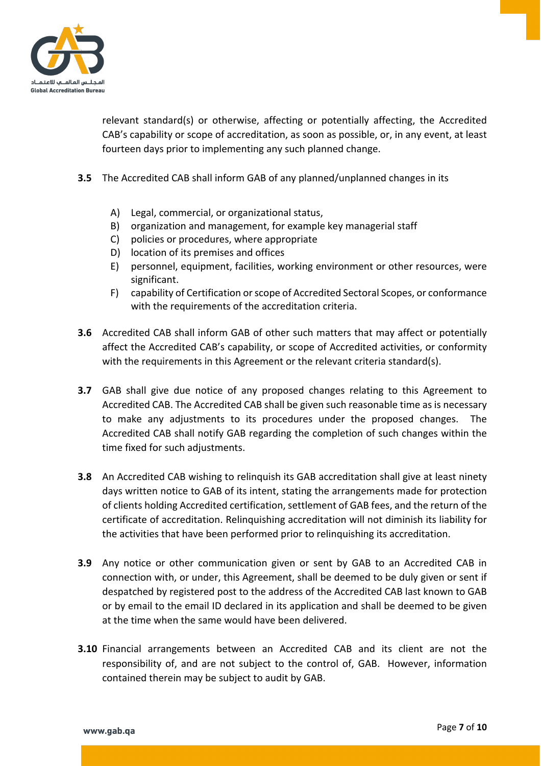relevant standard(s) or otherwise, affecting or potentially affecting, the Accredited CAB's capability or scope of accreditation, as soon as possible, or, in any event, at least fourteen days prior to implementing any such planned change.

**3.5** The Accredited CAB shall inform GAB of any planned/unplanned changes in its

A) Legal, commercial, or organizational status,
B) organization and management, for example key managerial staff
C) policies or procedures, where appropriate
D) location of its premises and offices
E) personnel, equipment, facilities, working environment or other resources, were significant.
F) capability of Certification or scope of Accredited Sectoral Scopes, or conformance with the requirements of the accreditation criteria.

**3.6** Accredited CAB shall inform GAB of other such matters that may affect or potentially affect the Accredited CAB's capability, or scope of Accredited activities, or conformity with the requirements in this Agreement or the relevant criteria standard(s).

**3.7** GAB shall give due notice of any proposed changes relating to this Agreement to Accredited CAB. The Accredited CAB shall be given such reasonable time as is necessary to make any adjustments to its procedures under the proposed changes. The Accredited CAB shall notify GAB regarding the completion of such changes within the time fixed for such adjustments.

**3.8** An Accredited CAB wishing to relinquish its GAB accreditation shall give at least ninety days written notice to GAB of its intent, stating the arrangements made for protection of clients holding Accredited certification, settlement of GAB fees, and the return of the certificate of accreditation. Relinquishing accreditation will not diminish its liability for the activities that have been performed prior to relinquishing its accreditation.

**3.9** Any notice or other communication given or sent by GAB to an Accredited CAB in connection with, or under, this Agreement, shall be deemed to be duly given or sent if despatched by registered post to the address of the Accredited CAB last known to GAB or by email to the email ID declared in its application and shall be deemed to be given at the time when the same would have been delivered.

**3.10** Financial arrangements between an Accredited CAB and its client are not the responsibility of, and are not subject to the control of, GAB. However, information contained therein may be subject to audit by GAB.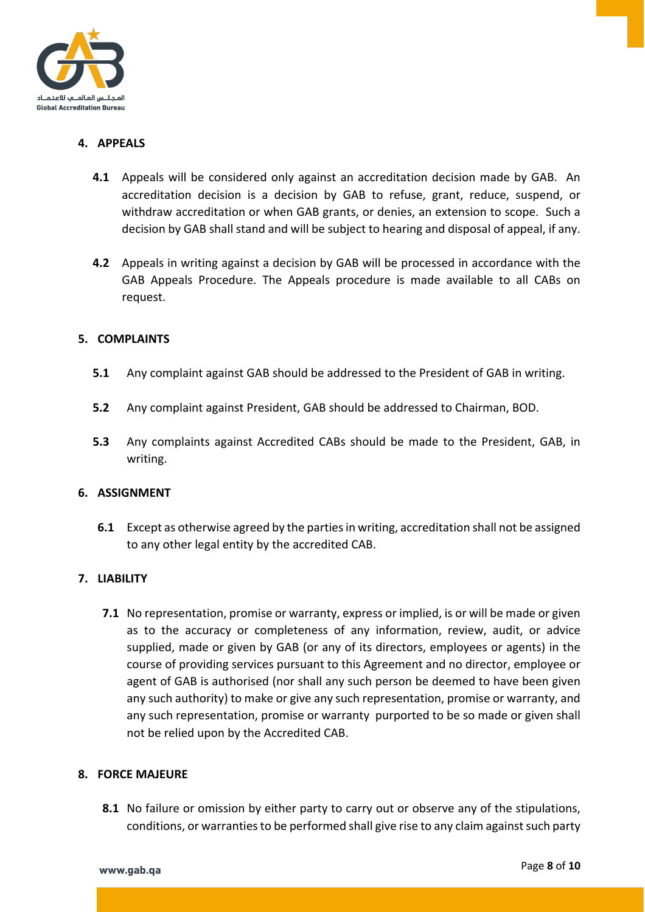## 4. APPEALS

**4.1** Appeals will be considered only against an accreditation decision made by GAB. An accreditation decision is a decision by GAB to refuse, grant, reduce, suspend, or withdraw accreditation or when GAB grants, or denies, an extension to scope. Such a decision by GAB shall stand and will be subject to hearing and disposal of appeal, if any.

**4.2** Appeals in writing against a decision by GAB will be processed in accordance with the GAB Appeals Procedure. The Appeals procedure is made available to all CABs on request.

## 5. COMPLAINTS

**5.1** Any complaint against GAB should be addressed to the President of GAB in writing.

**5.2** Any complaint against President, GAB should be addressed to Chairman, BOD.

**5.3** Any complaints against Accredited CABs should be made to the President, GAB, in writing.

## 6. ASSIGNMENT

**6.1** Except as otherwise agreed by the parties in writing, accreditation shall not be assigned to any other legal entity by the accredited CAB.

## 7. LIABILITY

**7.1** No representation, promise or warranty, express or implied, is or will be made or given as to the accuracy or completeness of any information, review, audit, or advice supplied, made or given by GAB (or any of its directors, employees or agents) in the course of providing services pursuant to this Agreement and no director, employee or agent of GAB is authorised (nor shall any such person be deemed to have been given any such authority) to make or give any such representation, promise or warranty, and any such representation, promise or warranty purported to be so made or given shall not be relied upon by the Accredited CAB.

## 8. FORCE MAJEURE

**8.1** No failure or omission by either party to carry out or observe any of the stipulations, conditions, or warranties to be performed shall give rise to any claim against such party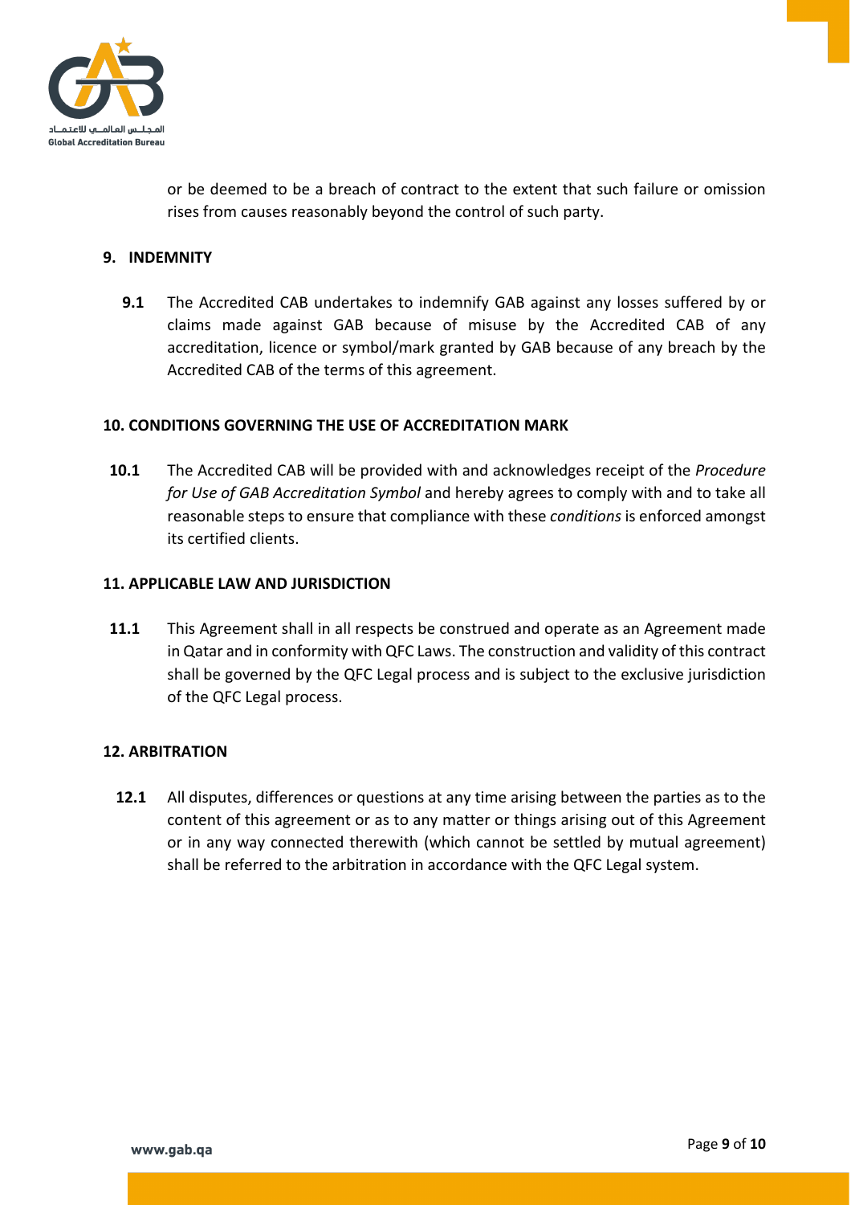or be deemed to be a breach of contract to the extent that such failure or omission rises from causes reasonably beyond the control of such party.

## 9. INDEMNITY

**9.1** The Accredited CAB undertakes to indemnify GAB against any losses suffered by or claims made against GAB because of misuse by the Accredited CAB of any accreditation, licence or symbol/mark granted by GAB because of any breach by the Accredited CAB of the terms of this agreement.

## 10. CONDITIONS GOVERNING THE USE OF ACCREDITATION MARK

**10.1** The Accredited CAB will be provided with and acknowledges receipt of the *Procedure for Use of GAB Accreditation Symbol* and hereby agrees to comply with and to take all reasonable steps to ensure that compliance with these *conditions* is enforced amongst its certified clients.

## 11. APPLICABLE LAW AND JURISDICTION

**11.1** This Agreement shall in all respects be construed and operate as an Agreement made in Qatar and in conformity with QFC Laws. The construction and validity of this contract shall be governed by the QFC Legal process and is subject to the exclusive jurisdiction of the QFC Legal process.

## 12. ARBITRATION

**12.1** All disputes, differences or questions at any time arising between the parties as to the content of this agreement or as to any matter or things arising out of this Agreement or in any way connected therewith (which cannot be settled by mutual agreement) shall be referred to the arbitration in accordance with the QFC Legal system.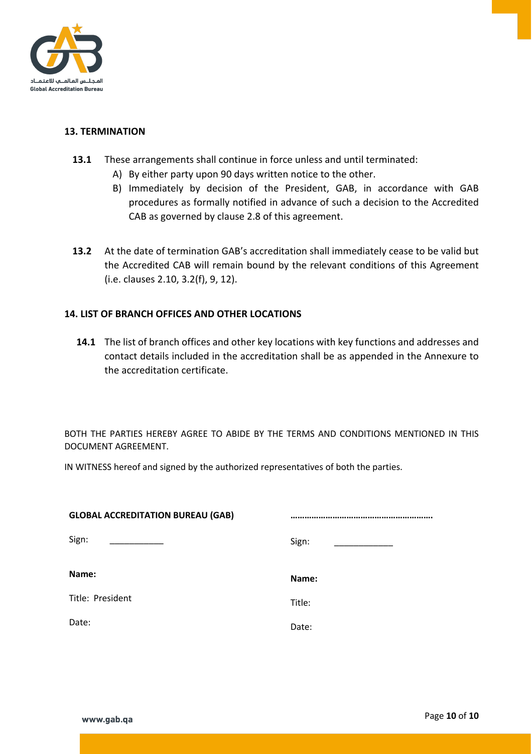## 13. TERMINATION

**13.1** These arrangements shall continue in force unless and until terminated:

A) By either party upon 90 days written notice to the other.

B) Immediately by decision of the President, GAB, in accordance with GAB procedures as formally notified in advance of such a decision to the Accredited CAB as governed by clause 2.8 of this agreement.

**13.2** At the date of termination GAB's accreditation shall immediately cease to be valid but the Accredited CAB will remain bound by the relevant conditions of this Agreement (i.e. clauses 2.10, 3.2(f), 9, 12).

## 14. LIST OF BRANCH OFFICES AND OTHER LOCATIONS

**14.1** The list of branch offices and other key locations with key functions and addresses and contact details included in the accreditation shall be as appended in the Annexure to the accreditation certificate.

BOTH THE PARTIES HEREBY AGREE TO ABIDE BY THE TERMS AND CONDITIONS MENTIONED IN THIS DOCUMENT AGREEMENT.

IN WITNESS hereof and signed by the authorized representatives of both the parties.

| | |
|---|---|
| **GLOBAL ACCREDITATION BUREAU (GAB)** | **…………………………………………………….** |
| Sign: ___________ | Sign: ____________ |
| **Name:** | **Name:** |
| Title: President | Title: |
| Date: | Date: |